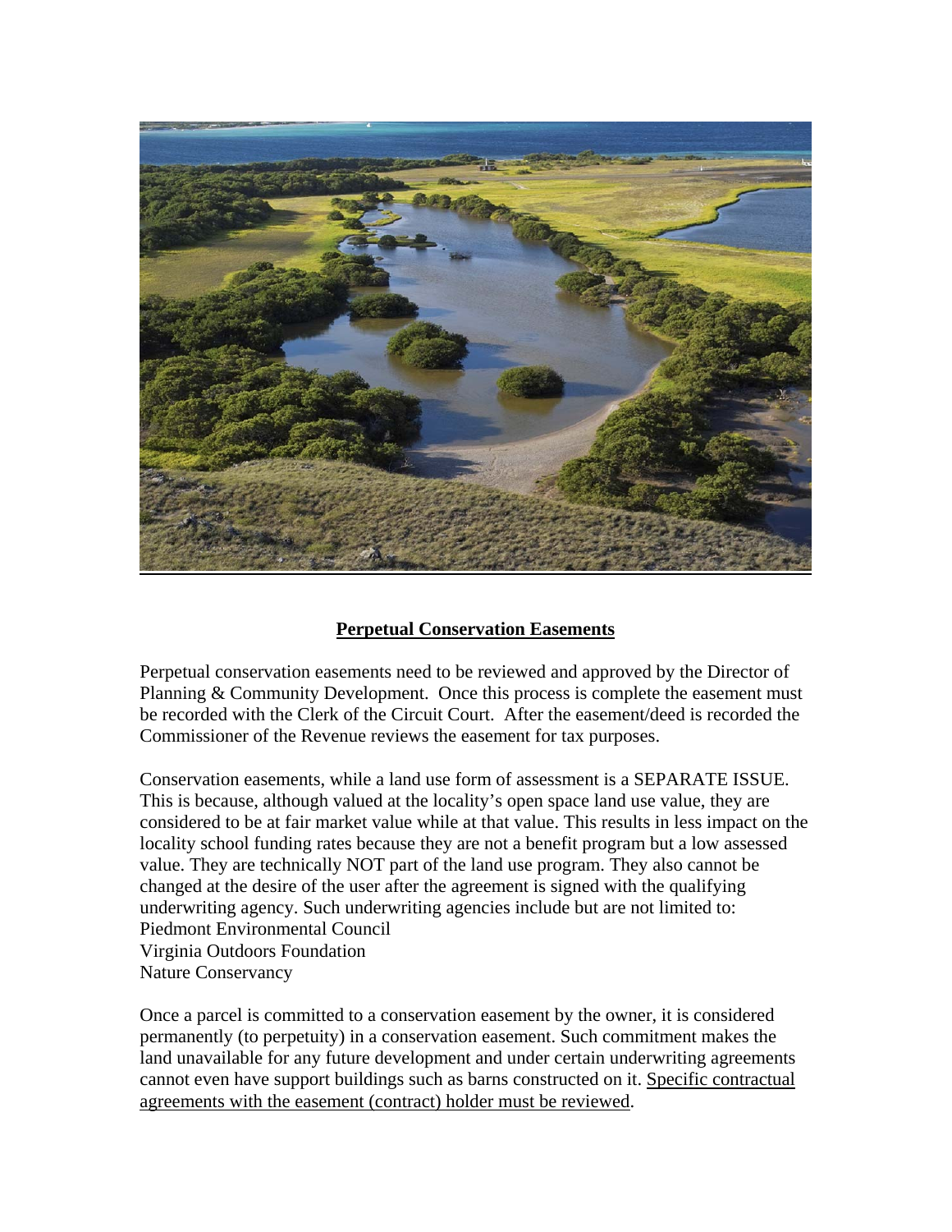## **Perpetual Conservation Easements**

Perpetual conservation easements need to be reviewed and approved by the Director of Planning & Community Development. Once this process is complete the easement must be recorded with the Clerk of the Circuit Court. After the easement/deed is recorded the Commissioner of the Revenue reviews the easement for tax purposes.

Conservation easements, while a land use form of assessment is a SEPARATE ISSUE. This is because, although valued at the locality's open space land use value, they are considered to be at fair market value while at that value. This results in less impact on the locality school funding rates because they are not a benefit program but a low assessed value. They are technically NOT part of the land use program. They also cannot be changed at the desire of the user after the agreement is signed with the qualifying underwriting agency. Such underwriting agencies include but are not limited to:
Piedmont Environmental Council
Virginia Outdoors Foundation
Nature Conservancy

Once a parcel is committed to a conservation easement by the owner, it is considered permanently (to perpetuity) in a conservation easement. Such commitment makes the land unavailable for any future development and under certain underwriting agreements cannot even have support buildings such as barns constructed on it. Specific contractual agreements with the easement (contract) holder must be reviewed.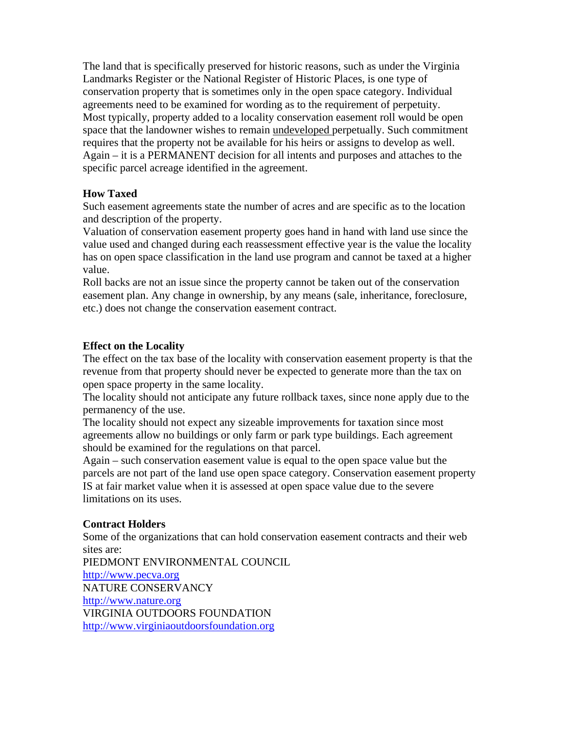The land that is specifically preserved for historic reasons, such as under the Virginia Landmarks Register or the National Register of Historic Places, is one type of conservation property that is sometimes only in the open space category. Individual agreements need to be examined for wording as to the requirement of perpetuity.
Most typically, property added to a locality conservation easement roll would be open space that the landowner wishes to remain undeveloped perpetually. Such commitment requires that the property not be available for his heirs or assigns to develop as well. Again – it is a PERMANENT decision for all intents and purposes and attaches to the specific parcel acreage identified in the agreement.

**How Taxed**

Such easement agreements state the number of acres and are specific as to the location and description of the property.
Valuation of conservation easement property goes hand in hand with land use since the value used and changed during each reassessment effective year is the value the locality has on open space classification in the land use program and cannot be taxed at a higher value.
Roll backs are not an issue since the property cannot be taken out of the conservation easement plan. Any change in ownership, by any means (sale, inheritance, foreclosure, etc.) does not change the conservation easement contract.

**Effect on the Locality**

The effect on the tax base of the locality with conservation easement property is that the revenue from that property should never be expected to generate more than the tax on open space property in the same locality.
The locality should not anticipate any future rollback taxes, since none apply due to the permanency of the use.
The locality should not expect any sizeable improvements for taxation since most agreements allow no buildings or only farm or park type buildings. Each agreement should be examined for the regulations on that parcel.
Again – such conservation easement value is equal to the open space value but the parcels are not part of the land use open space category. Conservation easement property IS at fair market value when it is assessed at open space value due to the severe limitations on its uses.

**Contract Holders**

Some of the organizations that can hold conservation easement contracts and their web sites are:
PIEDMONT ENVIRONMENTAL COUNCIL
http://www.pecva.org
NATURE CONSERVANCY
http://www.nature.org
VIRGINIA OUTDOORS FOUNDATION
http://www.virginiaoutdoorsfoundation.org